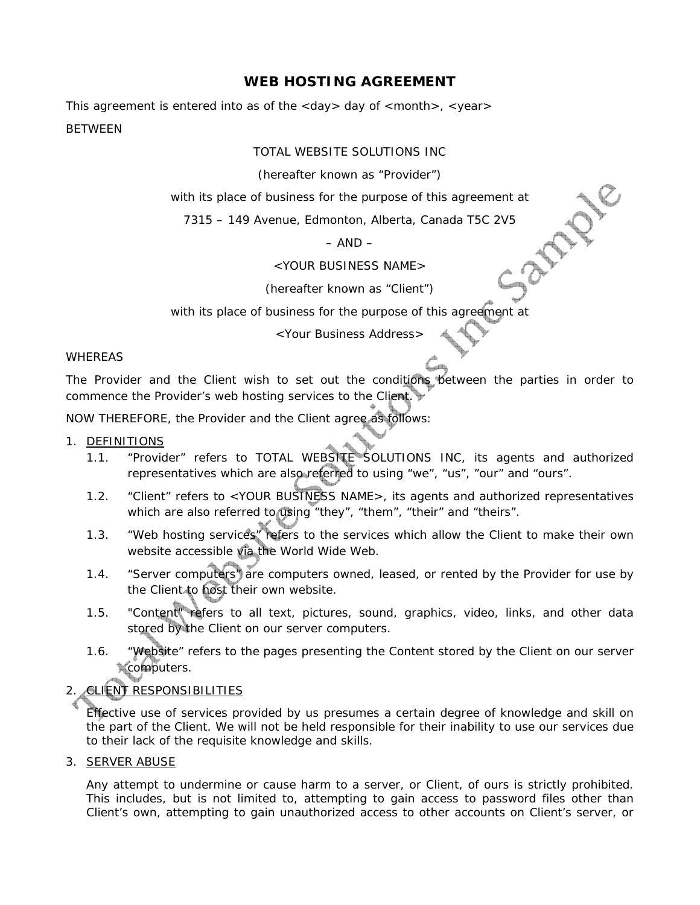# WEB HOSTING AGREEMENT

This agreement is entered into as of the <day> day of <month>, <year>

BETWEEN

TOTAL WEBSITE SOLUTIONS INC

(hereafter known as "Provider")

with its place of business for the purpose of this agreement at

7315 – 149 Avenue, Edmonton, Alberta, Canada T5C 2V5

– AND –

<YOUR BUSINESS NAME>

(hereafter known as "Client")

with its place of business for the purpose of this agreement at

<Your Business Address>

WHEREAS

The Provider and the Client wish to set out the conditions between the parties in order to commence the Provider's web hosting services to the Client.

NOW THEREFORE, the Provider and the Client agree as follows:

1. DEFINITIONS
   1.1. "Provider" refers to TOTAL WEBSITE SOLUTIONS INC, its agents and authorized representatives which are also referred to using "we", "us", "our" and "ours".
   1.2. "Client" refers to <YOUR BUSINESS NAME>, its agents and authorized representatives which are also referred to using "they", "them", "their" and "theirs".
   1.3. "Web hosting services" refers to the services which allow the Client to make their own website accessible via the World Wide Web.
   1.4. "Server computers" are computers owned, leased, or rented by the Provider for use by the Client to host their own website.
   1.5. "Content" refers to all text, pictures, sound, graphics, video, links, and other data stored by the Client on our server computers.
   1.6. "Website" refers to the pages presenting the Content stored by the Client on our server computers.

2. CLIENT RESPONSIBILITIES

   Effective use of services provided by us presumes a certain degree of knowledge and skill on the part of the Client. We will not be held responsible for their inability to use our services due to their lack of the requisite knowledge and skills.

3. SERVER ABUSE

   Any attempt to undermine or cause harm to a server, or Client, of ours is strictly prohibited. This includes, but is not limited to, attempting to gain access to password files other than Client's own, attempting to gain unauthorized access to other accounts on Client's server, or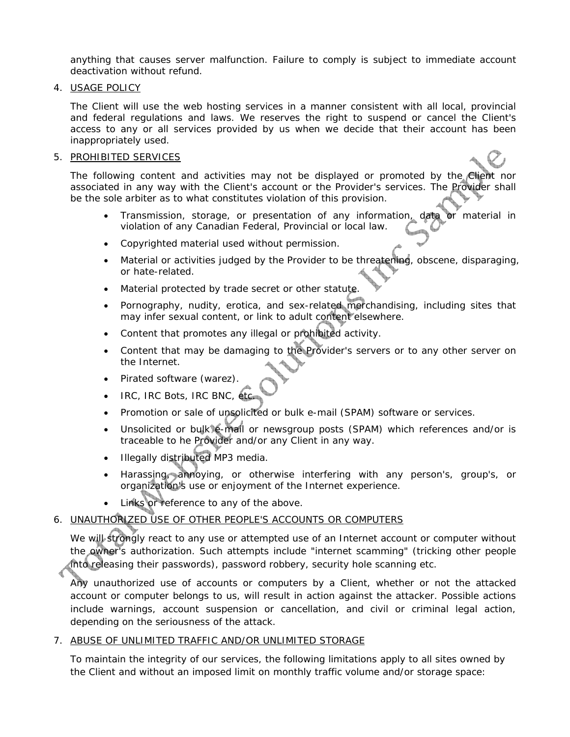anything that causes server malfunction. Failure to comply is subject to immediate account deactivation without refund.

4. USAGE POLICY

   The Client will use the web hosting services in a manner consistent with all local, provincial and federal regulations and laws. We reserves the right to suspend or cancel the Client's access to any or all services provided by us when we decide that their account has been inappropriately used.

5. PROHIBITED SERVICES

   The following content and activities may not be displayed or promoted by the Client nor associated in any way with the Client's account or the Provider's services. The Provider shall be the sole arbiter as to what constitutes violation of this provision.

   - Transmission, storage, or presentation of any information, data or material in violation of any Canadian Federal, Provincial or local law.
   - Copyrighted material used without permission.
   - Material or activities judged by the Provider to be threatening, obscene, disparaging, or hate-related.
   - Material protected by trade secret or other statute.
   - Pornography, nudity, erotica, and sex-related merchandising, including sites that may infer sexual content, or link to adult content elsewhere.
   - Content that promotes any illegal or prohibited activity.
   - Content that may be damaging to the Provider's servers or to any other server on the Internet.
   - Pirated software (warez).
   - IRC, IRC Bots, IRC BNC, etc.
   - Promotion or sale of unsolicited or bulk e-mail (SPAM) software or services.
   - Unsolicited or bulk e-mail or newsgroup posts (SPAM) which references and/or is traceable to he Provider and/or any Client in any way.
   - Illegally distributed MP3 media.
   - Harassing, annoying, or otherwise interfering with any person's, group's, or organization's use or enjoyment of the Internet experience.
   - Links or reference to any of the above.

6. UNAUTHORIZED USE OF OTHER PEOPLE'S ACCOUNTS OR COMPUTERS

   We will strongly react to any use or attempted use of an Internet account or computer without the owner's authorization. Such attempts include "internet scamming" (tricking other people into releasing their passwords), password robbery, security hole scanning etc.

   Any unauthorized use of accounts or computers by a Client, whether or not the attacked account or computer belongs to us, will result in action against the attacker. Possible actions include warnings, account suspension or cancellation, and civil or criminal legal action, depending on the seriousness of the attack.

7. ABUSE OF UNLIMITED TRAFFIC AND/OR UNLIMITED STORAGE

   To maintain the integrity of our services, the following limitations apply to all sites owned by the Client and without an imposed limit on monthly traffic volume and/or storage space: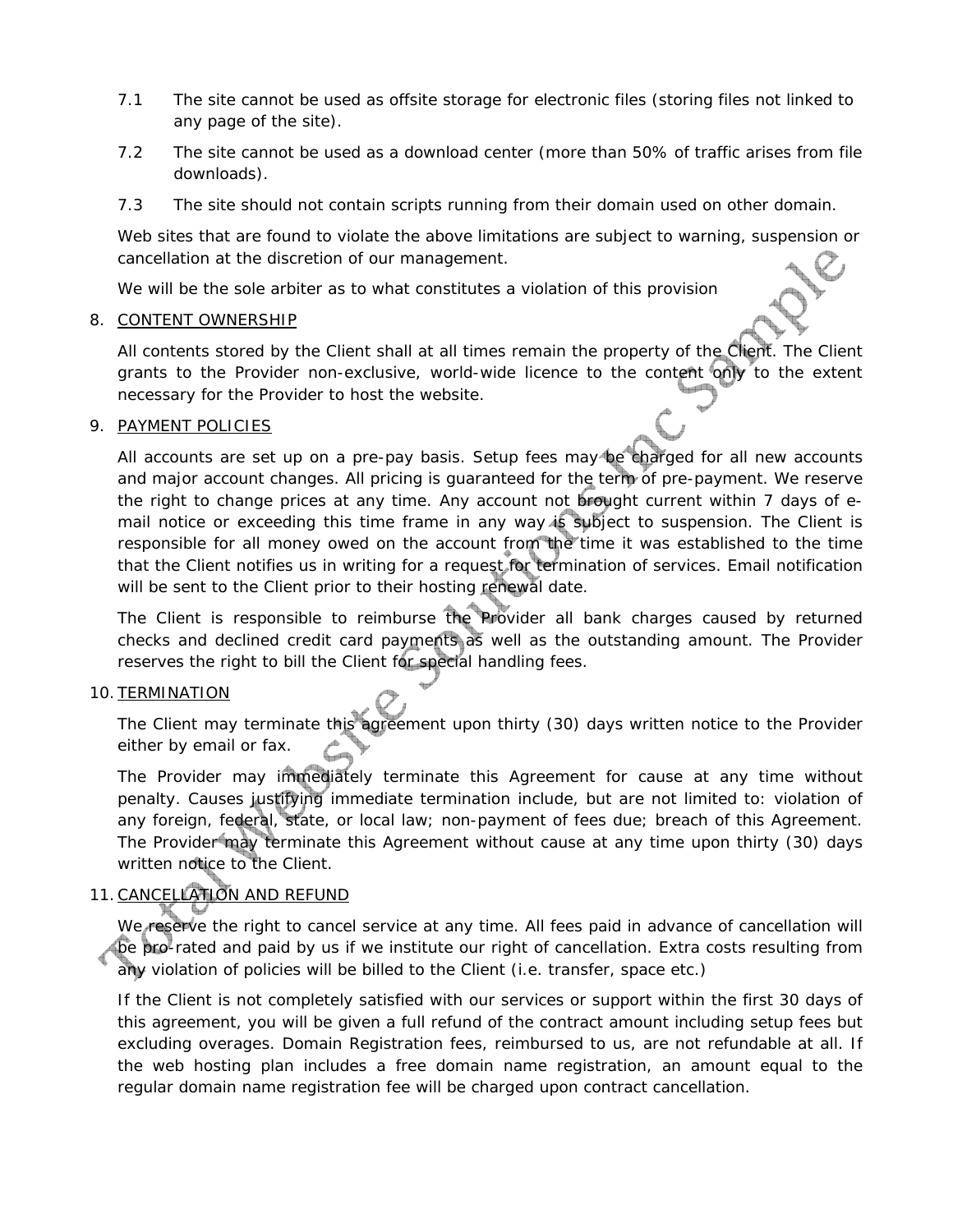7.1 The site cannot be used as offsite storage for electronic files (storing files not linked to any page of the site).

7.2 The site cannot be used as a download center (more than 50% of traffic arises from file downloads).

7.3 The site should not contain scripts running from their domain used on other domain.

Web sites that are found to violate the above limitations are subject to warning, suspension or cancellation at the discretion of our management.

We will be the sole arbiter as to what constitutes a violation of this provision

8. <u>CONTENT OWNERSHIP</u>

All contents stored by the Client shall at all times remain the property of the Client. The Client grants to the Provider non-exclusive, world-wide licence to the content only to the extent necessary for the Provider to host the website.

9. <u>PAYMENT POLICIES</u>

All accounts are set up on a pre-pay basis. Setup fees may be charged for all new accounts and major account changes. All pricing is guaranteed for the term of pre-payment. We reserve the right to change prices at any time. Any account not brought current within 7 days of e-mail notice or exceeding this time frame in any way is subject to suspension. The Client is responsible for all money owed on the account from the time it was established to the time that the Client notifies us in writing for a request for termination of services. Email notification will be sent to the Client prior to their hosting renewal date.

The Client is responsible to reimburse the Provider all bank charges caused by returned checks and declined credit card payments as well as the outstanding amount. The Provider reserves the right to bill the Client for special handling fees.

10. <u>TERMINATION</u>

The Client may terminate this agreement upon thirty (30) days written notice to the Provider either by email or fax.

The Provider may immediately terminate this Agreement for cause at any time without penalty. Causes justifying immediate termination include, but are not limited to: violation of any foreign, federal, state, or local law; non-payment of fees due; breach of this Agreement. The Provider may terminate this Agreement without cause at any time upon thirty (30) days written notice to the Client.

11. <u>CANCELLATION AND REFUND</u>

We reserve the right to cancel service at any time. All fees paid in advance of cancellation will be pro-rated and paid by us if we institute our right of cancellation. Extra costs resulting from any violation of policies will be billed to the Client (i.e. transfer, space etc.)

If the Client is not completely satisfied with our services or support within the first 30 days of this agreement, you will be given a full refund of the contract amount including setup fees but excluding overages. Domain Registration fees, reimbursed to us, are not refundable at all. If the web hosting plan includes a free domain name registration, an amount equal to the regular domain name registration fee will be charged upon contract cancellation.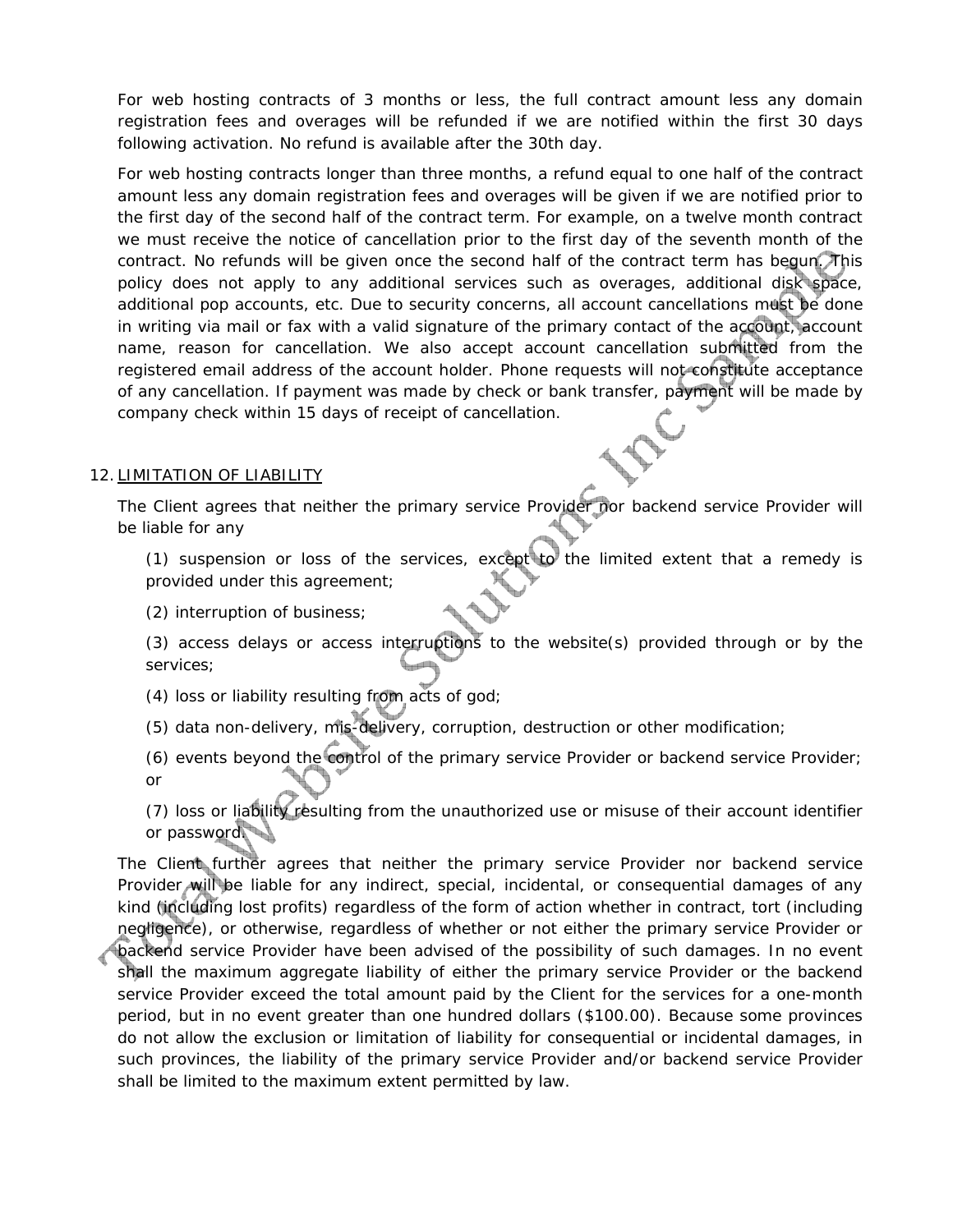For web hosting contracts of 3 months or less, the full contract amount less any domain registration fees and overages will be refunded if we are notified within the first 30 days following activation. No refund is available after the 30th day.

For web hosting contracts longer than three months, a refund equal to one half of the contract amount less any domain registration fees and overages will be given if we are notified prior to the first day of the second half of the contract term. For example, on a twelve month contract we must receive the notice of cancellation prior to the first day of the seventh month of the contract. No refunds will be given once the second half of the contract term has begun. This policy does not apply to any additional services such as overages, additional disk space, additional pop accounts, etc. Due to security concerns, all account cancellations must be done in writing via mail or fax with a valid signature of the primary contact of the account, account name, reason for cancellation. We also accept account cancellation submitted from the registered email address of the account holder. Phone requests will not constitute acceptance of any cancellation. If payment was made by check or bank transfer, payment will be made by company check within 15 days of receipt of cancellation.

## 12. LIMITATION OF LIABILITY

The Client agrees that neither the primary service Provider nor backend service Provider will be liable for any

(1) suspension or loss of the services, except to the limited extent that a remedy is provided under this agreement;

(2) interruption of business;

(3) access delays or access interruptions to the website(s) provided through or by the services;

(4) loss or liability resulting from acts of god;

(5) data non-delivery, mis-delivery, corruption, destruction or other modification;

(6) events beyond the control of the primary service Provider or backend service Provider; or

(7) loss or liability resulting from the unauthorized use or misuse of their account identifier or password.

The Client further agrees that neither the primary service Provider nor backend service Provider will be liable for any indirect, special, incidental, or consequential damages of any kind (including lost profits) regardless of the form of action whether in contract, tort (including negligence), or otherwise, regardless of whether or not either the primary service Provider or backend service Provider have been advised of the possibility of such damages. In no event shall the maximum aggregate liability of either the primary service Provider or the backend service Provider exceed the total amount paid by the Client for the services for a one-month period, but in no event greater than one hundred dollars ($100.00). Because some provinces do not allow the exclusion or limitation of liability for consequential or incidental damages, in such provinces, the liability of the primary service Provider and/or backend service Provider shall be limited to the maximum extent permitted by law.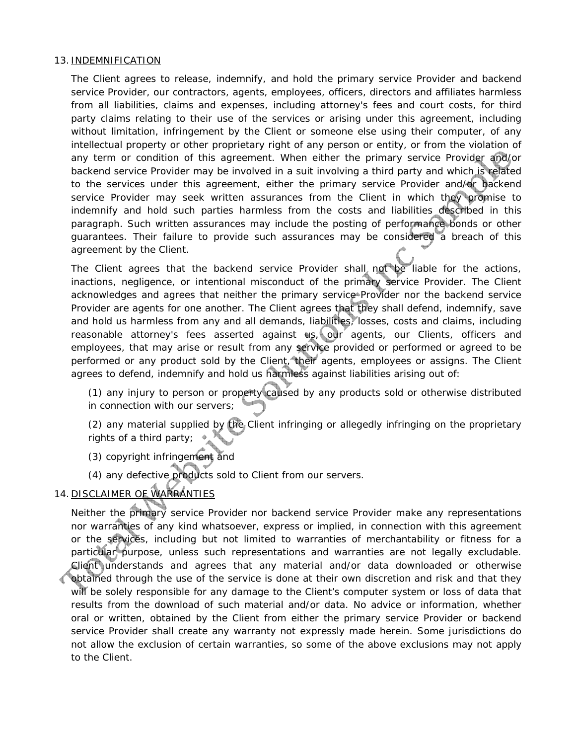13. INDEMNIFICATION

The Client agrees to release, indemnify, and hold the primary service Provider and backend service Provider, our contractors, agents, employees, officers, directors and affiliates harmless from all liabilities, claims and expenses, including attorney's fees and court costs, for third party claims relating to their use of the services or arising under this agreement, including without limitation, infringement by the Client or someone else using their computer, of any intellectual property or other proprietary right of any person or entity, or from the violation of any term or condition of this agreement. When either the primary service Provider and/or backend service Provider may be involved in a suit involving a third party and which is related to the services under this agreement, either the primary service Provider and/or backend service Provider may seek written assurances from the Client in which they promise to indemnify and hold such parties harmless from the costs and liabilities described in this paragraph. Such written assurances may include the posting of performance bonds or other guarantees. Their failure to provide such assurances may be considered a breach of this agreement by the Client.

The Client agrees that the backend service Provider shall not be liable for the actions, inactions, negligence, or intentional misconduct of the primary service Provider. The Client acknowledges and agrees that neither the primary service Provider nor the backend service Provider are agents for one another. The Client agrees that they shall defend, indemnify, save and hold us harmless from any and all demands, liabilities, losses, costs and claims, including reasonable attorney's fees asserted against us, our agents, our Clients, officers and employees, that may arise or result from any service provided or performed or agreed to be performed or any product sold by the Client, their agents, employees or assigns. The Client agrees to defend, indemnify and hold us harmless against liabilities arising out of:

(1) any injury to person or property caused by any products sold or otherwise distributed in connection with our servers;

(2) any material supplied by the Client infringing or allegedly infringing on the proprietary rights of a third party;

(3) copyright infringement and

(4) any defective products sold to Client from our servers.

14. DISCLAIMER OF WARRANTIES

Neither the primary service Provider nor backend service Provider make any representations nor warranties of any kind whatsoever, express or implied, in connection with this agreement or the services, including but not limited to warranties of merchantability or fitness for a particular purpose, unless such representations and warranties are not legally excludable. Client understands and agrees that any material and/or data downloaded or otherwise obtained through the use of the service is done at their own discretion and risk and that they will be solely responsible for any damage to the Client's computer system or loss of data that results from the download of such material and/or data. No advice or information, whether oral or written, obtained by the Client from either the primary service Provider or backend service Provider shall create any warranty not expressly made herein. Some jurisdictions do not allow the exclusion of certain warranties, so some of the above exclusions may not apply to the Client.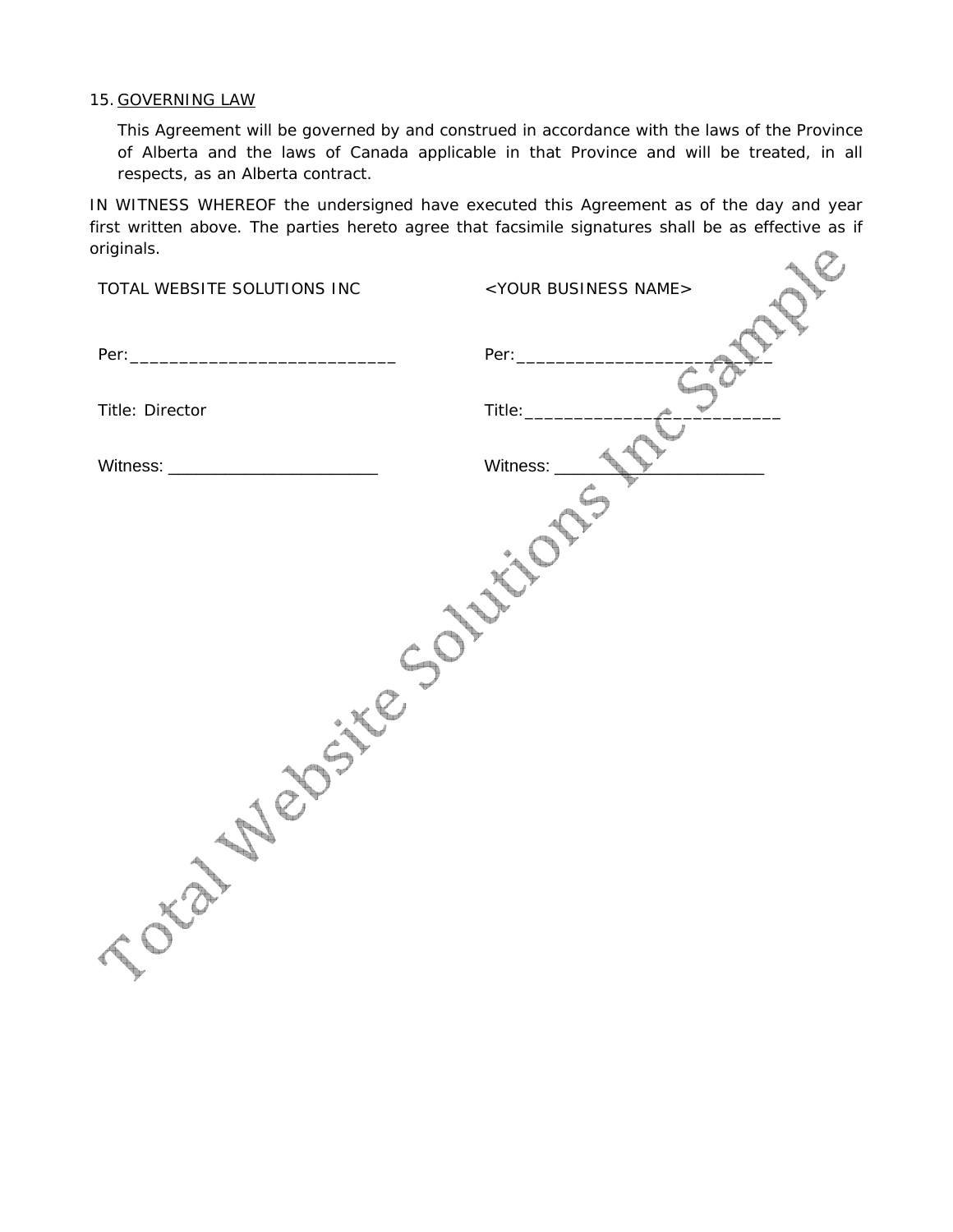15. GOVERNING LAW

This Agreement will be governed by and construed in accordance with the laws of the Province of Alberta and the laws of Canada applicable in that Province and will be treated, in all respects, as an Alberta contract.

IN WITNESS WHEREOF the undersigned have executed this Agreement as of the day and year first written above. The parties hereto agree that facsimile signatures shall be as effective as if originals.

| | |
|---|---|
| TOTAL WEBSITE SOLUTIONS INC | <YOUR BUSINESS NAME> |
| Per:____________________________ | Per:____________________________ |
| Title: Director | Title:__________________________ |
| Witness: _______________________ | Witness: _______________________ |

Total Website Solutions Inc Sample